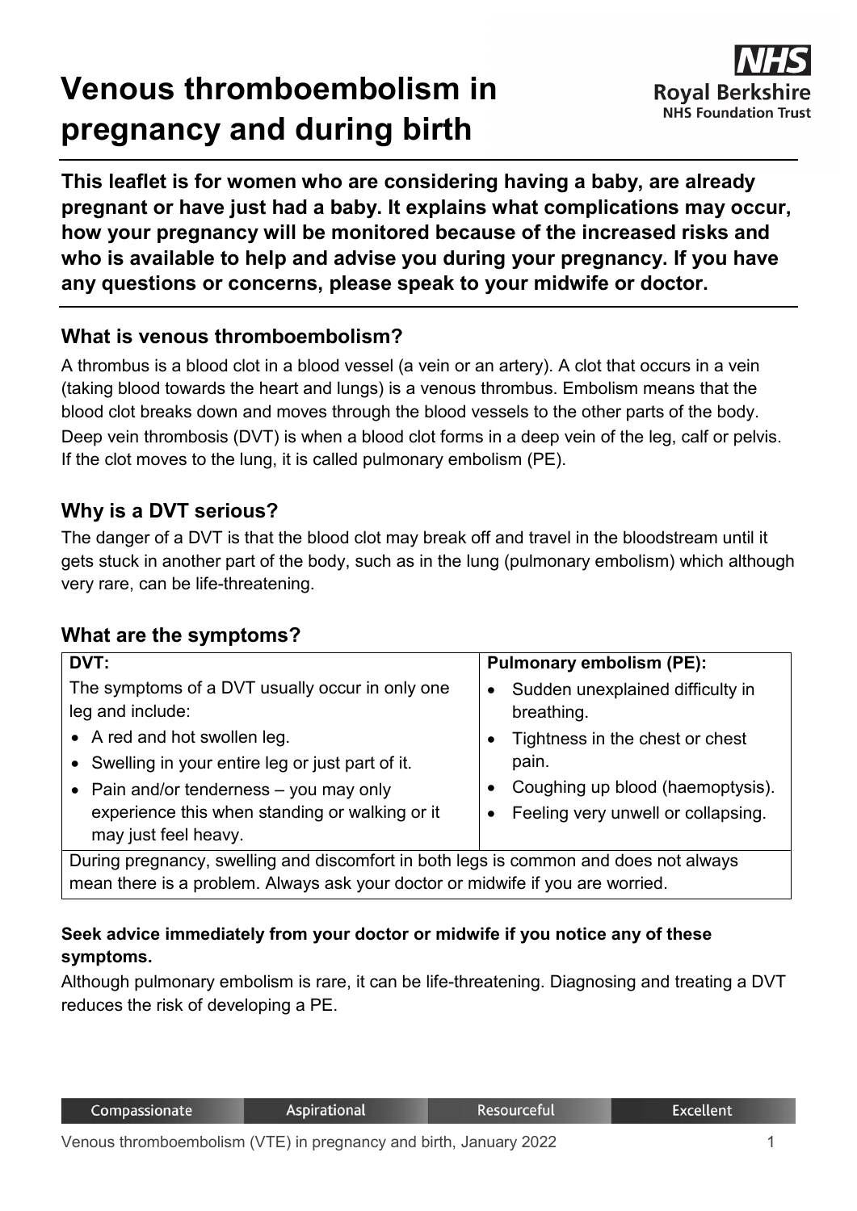# Venous thromboembolism in pregnancy and during birth

Royal Berkshire NHS Foundation Trust

**This leaflet is for women who are considering having a baby, are already pregnant or have just had a baby. It explains what complications may occur, how your pregnancy will be monitored because of the increased risks and who is available to help and advise you during your pregnancy. If you have any questions or concerns, please speak to your midwife or doctor.**

## What is venous thromboembolism?

A thrombus is a blood clot in a blood vessel (a vein or an artery). A clot that occurs in a vein (taking blood towards the heart and lungs) is a venous thrombus. Embolism means that the blood clot breaks down and moves through the blood vessels to the other parts of the body. Deep vein thrombosis (DVT) is when a blood clot forms in a deep vein of the leg, calf or pelvis. If the clot moves to the lung, it is called pulmonary embolism (PE).

## Why is a DVT serious?

The danger of a DVT is that the blood clot may break off and travel in the bloodstream until it gets stuck in another part of the body, such as in the lung (pulmonary embolism) which although very rare, can be life-threatening.

## What are the symptoms?

| **DVT:** | **Pulmonary embolism (PE):** |
| --- | --- |
| The symptoms of a DVT usually occur in only one leg and include:<br>• A red and hot swollen leg.<br>• Swelling in your entire leg or just part of it.<br>• Pain and/or tenderness – you may only experience this when standing or walking or it may just feel heavy. | • Sudden unexplained difficulty in breathing.<br>• Tightness in the chest or chest pain.<br>• Coughing up blood (haemoptysis).<br>• Feeling very unwell or collapsing. |
| During pregnancy, swelling and discomfort in both legs is common and does not always mean there is a problem. Always ask your doctor or midwife if you are worried. | |

**Seek advice immediately from your doctor or midwife if you notice any of these symptoms.**

Although pulmonary embolism is rare, it can be life-threatening. Diagnosing and treating a DVT reduces the risk of developing a PE.

Compassionate | Aspirational | Resourceful | Excellent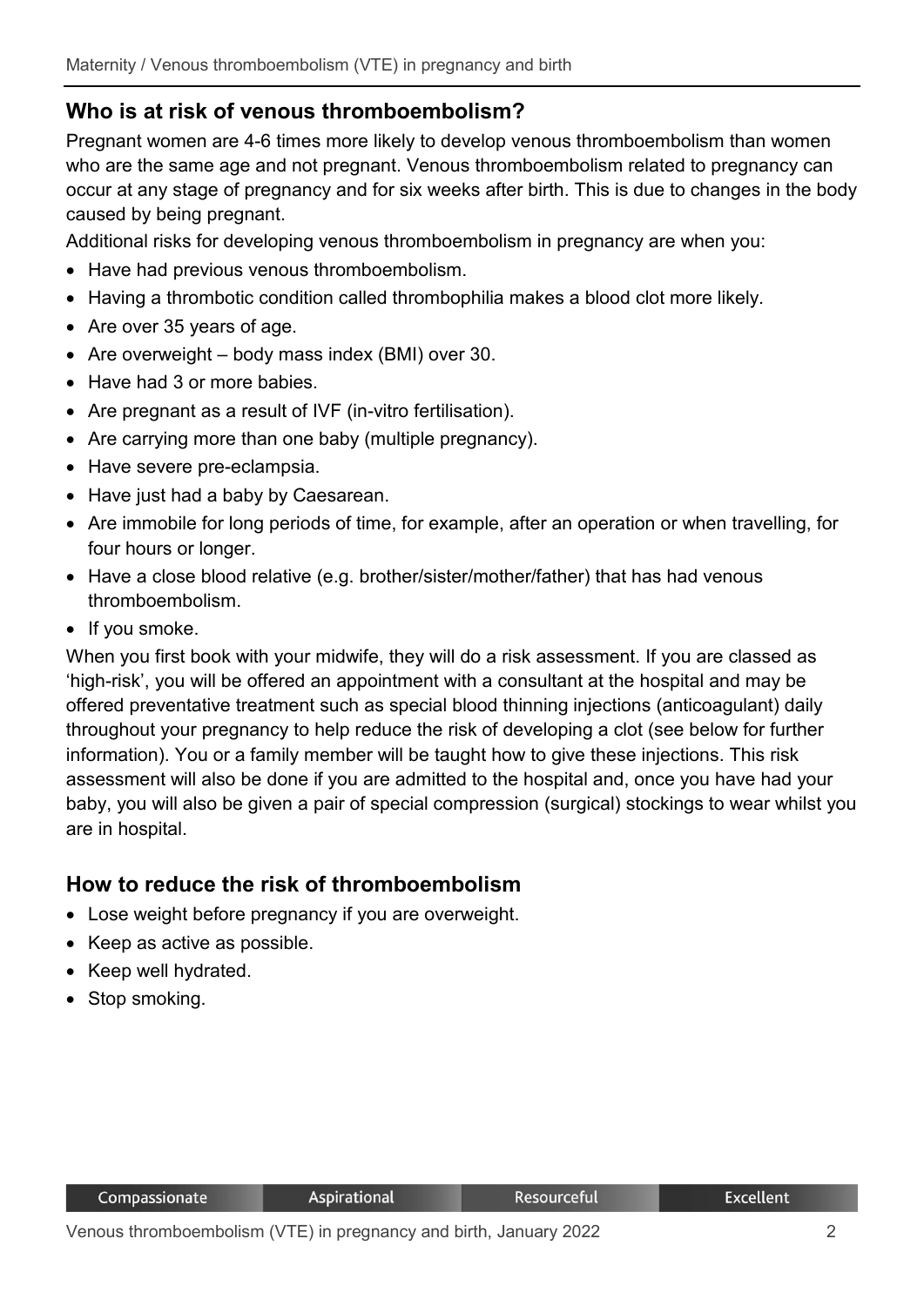## Who is at risk of venous thromboembolism?

Pregnant women are 4-6 times more likely to develop venous thromboembolism than women who are the same age and not pregnant. Venous thromboembolism related to pregnancy can occur at any stage of pregnancy and for six weeks after birth. This is due to changes in the body caused by being pregnant.

Additional risks for developing venous thromboembolism in pregnancy are when you:

- Have had previous venous thromboembolism.
- Having a thrombotic condition called thrombophilia makes a blood clot more likely.
- Are over 35 years of age.
- Are overweight – body mass index (BMI) over 30.
- Have had 3 or more babies.
- Are pregnant as a result of IVF (in-vitro fertilisation).
- Are carrying more than one baby (multiple pregnancy).
- Have severe pre-eclampsia.
- Have just had a baby by Caesarean.
- Are immobile for long periods of time, for example, after an operation or when travelling, for four hours or longer.
- Have a close blood relative (e.g. brother/sister/mother/father) that has had venous thromboembolism.
- If you smoke.

When you first book with your midwife, they will do a risk assessment. If you are classed as 'high-risk', you will be offered an appointment with a consultant at the hospital and may be offered preventative treatment such as special blood thinning injections (anticoagulant) daily throughout your pregnancy to help reduce the risk of developing a clot (see below for further information). You or a family member will be taught how to give these injections. This risk assessment will also be done if you are admitted to the hospital and, once you have had your baby, you will also be given a pair of special compression (surgical) stockings to wear whilst you are in hospital.

## How to reduce the risk of thromboembolism

- Lose weight before pregnancy if you are overweight.
- Keep as active as possible.
- Keep well hydrated.
- Stop smoking.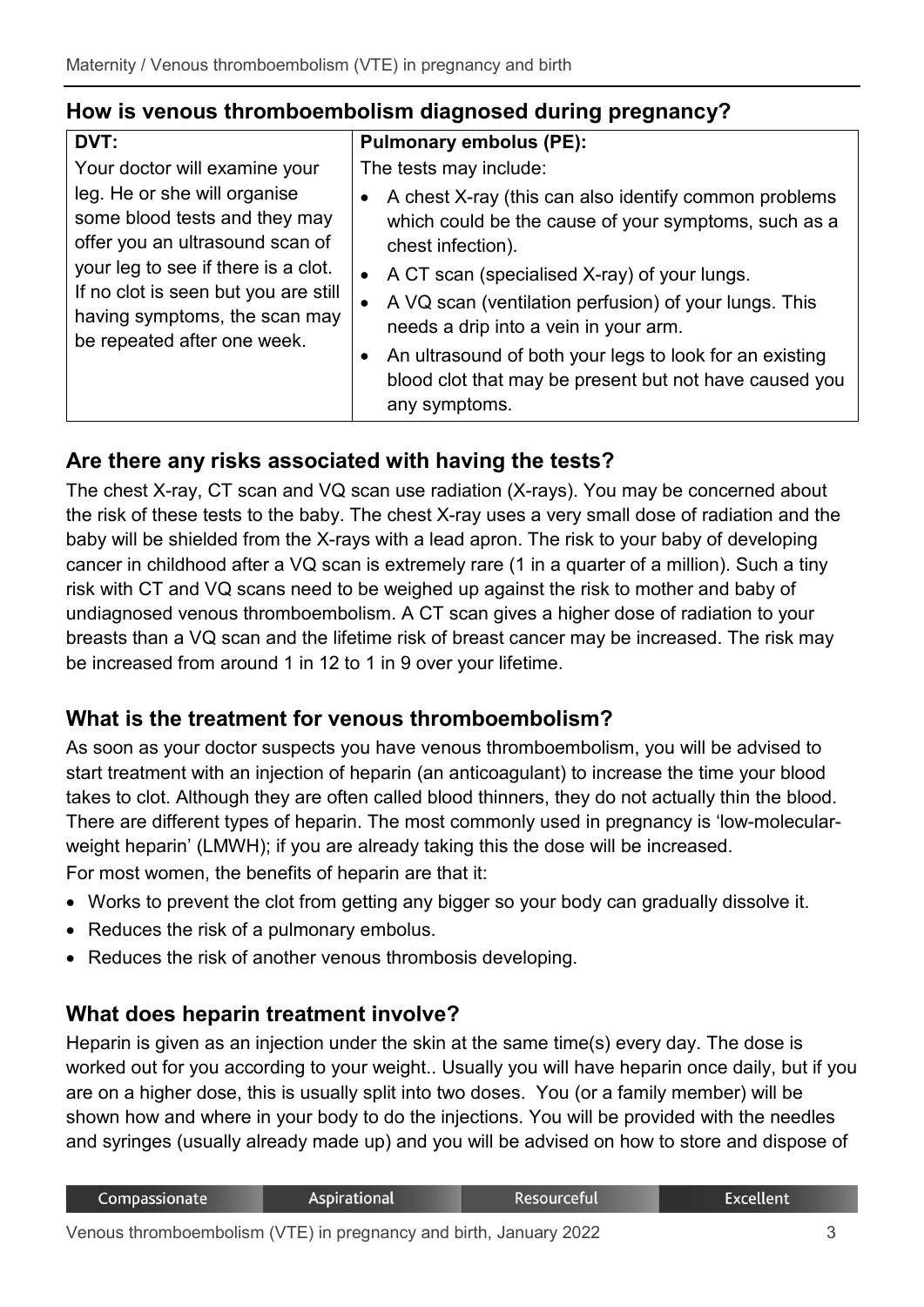## How is venous thromboembolism diagnosed during pregnancy?

| DVT: | Pulmonary embolus (PE): |
| --- | --- |
| Your doctor will examine your leg. He or she will organise some blood tests and they may offer you an ultrasound scan of your leg to see if there is a clot. If no clot is seen but you are still having symptoms, the scan may be repeated after one week. | The tests may include:<br>• A chest X-ray (this can also identify common problems which could be the cause of your symptoms, such as a chest infection).<br>• A CT scan (specialised X-ray) of your lungs.<br>• A VQ scan (ventilation perfusion) of your lungs. This needs a drip into a vein in your arm.<br>• An ultrasound of both your legs to look for an existing blood clot that may be present but not have caused you any symptoms. |

## Are there any risks associated with having the tests?

The chest X-ray, CT scan and VQ scan use radiation (X-rays). You may be concerned about the risk of these tests to the baby. The chest X-ray uses a very small dose of radiation and the baby will be shielded from the X-rays with a lead apron. The risk to your baby of developing cancer in childhood after a VQ scan is extremely rare (1 in a quarter of a million). Such a tiny risk with CT and VQ scans need to be weighed up against the risk to mother and baby of undiagnosed venous thromboembolism. A CT scan gives a higher dose of radiation to your breasts than a VQ scan and the lifetime risk of breast cancer may be increased. The risk may be increased from around 1 in 12 to 1 in 9 over your lifetime.

## What is the treatment for venous thromboembolism?

As soon as your doctor suspects you have venous thromboembolism, you will be advised to start treatment with an injection of heparin (an anticoagulant) to increase the time your blood takes to clot. Although they are often called blood thinners, they do not actually thin the blood. There are different types of heparin. The most commonly used in pregnancy is 'low-molecular-weight heparin' (LMWH); if you are already taking this the dose will be increased.

For most women, the benefits of heparin are that it:

- Works to prevent the clot from getting any bigger so your body can gradually dissolve it.
- Reduces the risk of a pulmonary embolus.
- Reduces the risk of another venous thrombosis developing.

## What does heparin treatment involve?

Heparin is given as an injection under the skin at the same time(s) every day. The dose is worked out for you according to your weight.. Usually you will have heparin once daily, but if you are on a higher dose, this is usually split into two doses. You (or a family member) will be shown how and where in your body to do the injections. You will be provided with the needles and syringes (usually already made up) and you will be advised on how to store and dispose of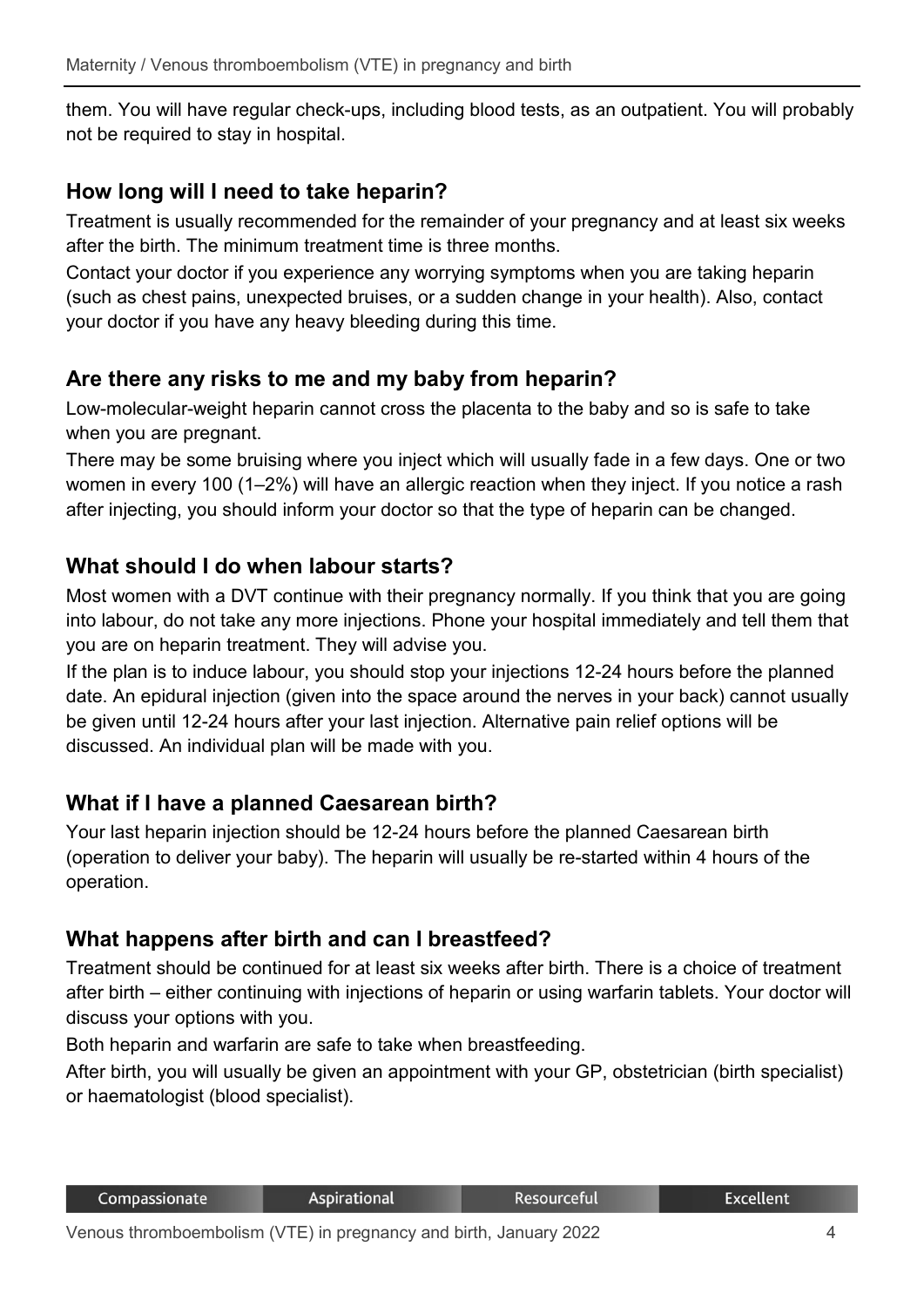them. You will have regular check-ups, including blood tests, as an outpatient. You will probably not be required to stay in hospital.

## How long will I need to take heparin?

Treatment is usually recommended for the remainder of your pregnancy and at least six weeks after the birth. The minimum treatment time is three months.

Contact your doctor if you experience any worrying symptoms when you are taking heparin (such as chest pains, unexpected bruises, or a sudden change in your health). Also, contact your doctor if you have any heavy bleeding during this time.

## Are there any risks to me and my baby from heparin?

Low-molecular-weight heparin cannot cross the placenta to the baby and so is safe to take when you are pregnant.

There may be some bruising where you inject which will usually fade in a few days. One or two women in every 100 (1–2%) will have an allergic reaction when they inject. If you notice a rash after injecting, you should inform your doctor so that the type of heparin can be changed.

## What should I do when labour starts?

Most women with a DVT continue with their pregnancy normally. If you think that you are going into labour, do not take any more injections. Phone your hospital immediately and tell them that you are on heparin treatment. They will advise you.

If the plan is to induce labour, you should stop your injections 12-24 hours before the planned date. An epidural injection (given into the space around the nerves in your back) cannot usually be given until 12-24 hours after your last injection. Alternative pain relief options will be discussed. An individual plan will be made with you.

## What if I have a planned Caesarean birth?

Your last heparin injection should be 12-24 hours before the planned Caesarean birth (operation to deliver your baby). The heparin will usually be re-started within 4 hours of the operation.

## What happens after birth and can I breastfeed?

Treatment should be continued for at least six weeks after birth. There is a choice of treatment after birth – either continuing with injections of heparin or using warfarin tablets. Your doctor will discuss your options with you.

Both heparin and warfarin are safe to take when breastfeeding.

After birth, you will usually be given an appointment with your GP, obstetrician (birth specialist) or haematologist (blood specialist).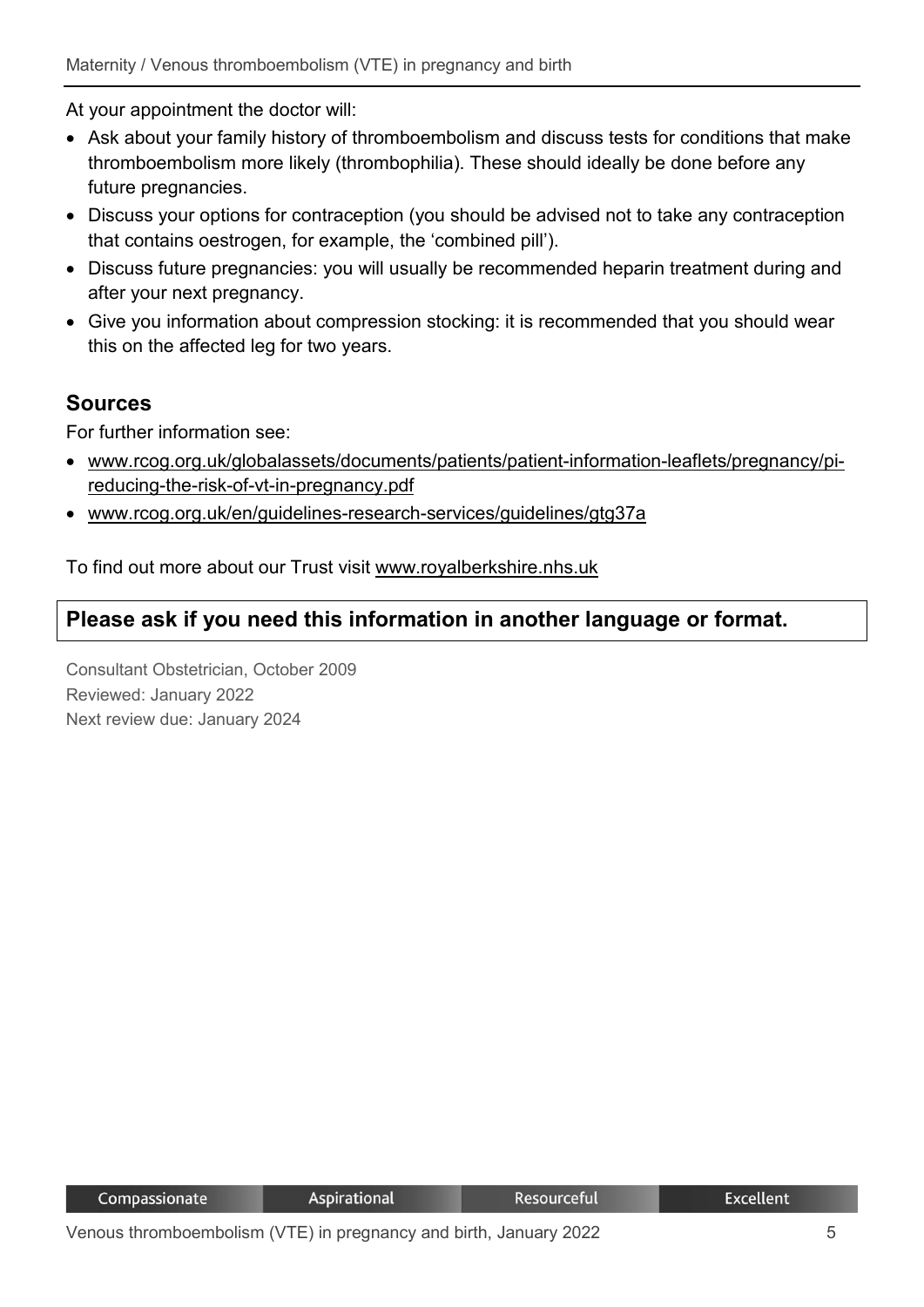At your appointment the doctor will:

- Ask about your family history of thromboembolism and discuss tests for conditions that make thromboembolism more likely (thrombophilia). These should ideally be done before any future pregnancies.
- Discuss your options for contraception (you should be advised not to take any contraception that contains oestrogen, for example, the 'combined pill').
- Discuss future pregnancies: you will usually be recommended heparin treatment during and after your next pregnancy.
- Give you information about compression stocking: it is recommended that you should wear this on the affected leg for two years.

## Sources

For further information see:

- www.rcog.org.uk/globalassets/documents/patients/patient-information-leaflets/pregnancy/pi-reducing-the-risk-of-vt-in-pregnancy.pdf
- www.rcog.org.uk/en/guidelines-research-services/guidelines/gtg37a

To find out more about our Trust visit www.royalberkshire.nhs.uk

**Please ask if you need this information in another language or format.**

Consultant Obstetrician, October 2009
Reviewed: January 2022
Next review due: January 2024